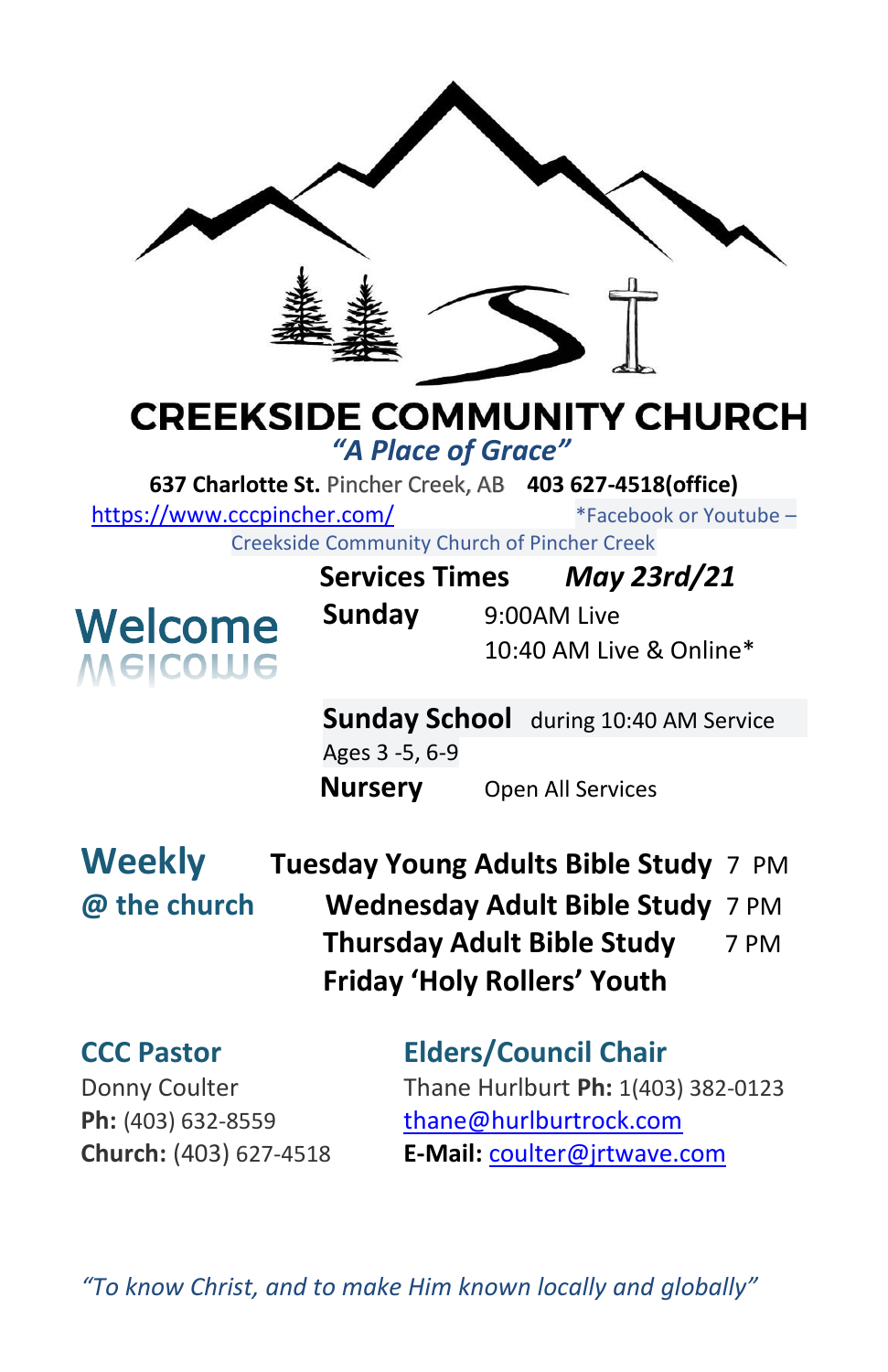# CREEKSIDE COMMUNITY CHURCH

*"A Place of Grace"*

**637 Charlotte St.** Pincher Creek, AB **403 627-4518(office)**

https://www.cccpincher.com/ *Facebook or Youtube – Creekside Community Church of Pincher Creek

## Welcome

**Services Times** ***May 23rd/21***

**Sunday** 9:00AM Live
10:40 AM Live & Online*

**Sunday School** during 10:40 AM Service
Ages 3 -5, 6-9

**Nursery** Open All Services

## Weekly @ the church

**Tuesday Young Adults Bible Study** 7 PM
**Wednesday Adult Bible Study** 7 PM
**Thursday Adult Bible Study** 7 PM
**Friday 'Holy Rollers' Youth**

### CCC Pastor

Donny Coulter
**Ph:** (403) 632-8559
**Church:** (403) 627-4518
**E-Mail:** coulter@jrtwave.com

### Elders/Council Chair

Thane Hurlburt **Ph:** 1(403) 382-0123
thane@hurlburtrock.com

*"To know Christ, and to make Him known locally and globally"*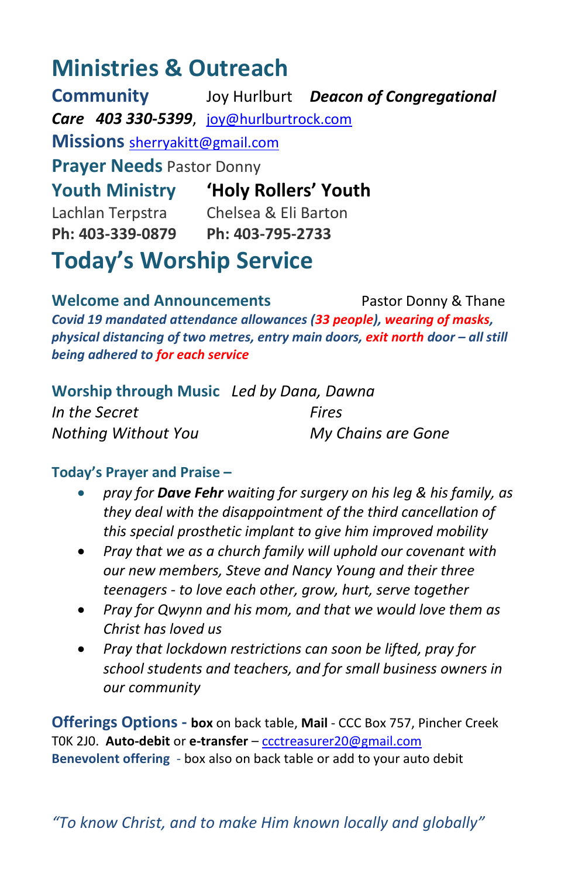# Ministries & Outreach

**Community Care** Joy Hurlburt ***Deacon of Congregational Care*** ***403 330-5399***, joy@hurlburtrock.com

**Missions** sherryakitt@gmail.com

**Prayer Needs** Pastor Donny

**Youth Ministry**
Lachlan Terpstra
**Ph: 403-339-0879**

**'Holy Rollers' Youth**
Chelsea & Eli Barton
**Ph: 403-795-2733**

# Today's Worship Service

**Welcome and Announcements** Pastor Donny & Thane

***Covid 19 mandated attendance allowances (33 people), wearing of masks, physical distancing of two metres, entry main doors, exit north door – all still being adhered to for each service***

**Worship through Music** *Led by Dana, Dawna*

*In the Secret*
*Nothing Without You*
*Fires*
*My Chains are Gone*

**Today's Prayer and Praise –**

- *pray for **Dave Fehr** waiting for surgery on his leg & his family, as they deal with the disappointment of the third cancellation of this special prosthetic implant to give him improved mobility*
- *Pray that we as a church family will uphold our covenant with our new members, Steve and Nancy Young and their three teenagers - to love each other, grow, hurt, serve together*
- *Pray for Qwynn and his mom, and that we would love them as Christ has loved us*
- *Pray that lockdown restrictions can soon be lifted, pray for school students and teachers, and for small business owners in our community*

**Offerings Options - box** on back table, **Mail** - CCC Box 757, Pincher Creek T0K 2J0. **Auto-debit** or **e-transfer** – ccctreasurer20@gmail.com

**Benevolent offering** - box also on back table or add to your auto debit

*"To know Christ, and to make Him known locally and globally"*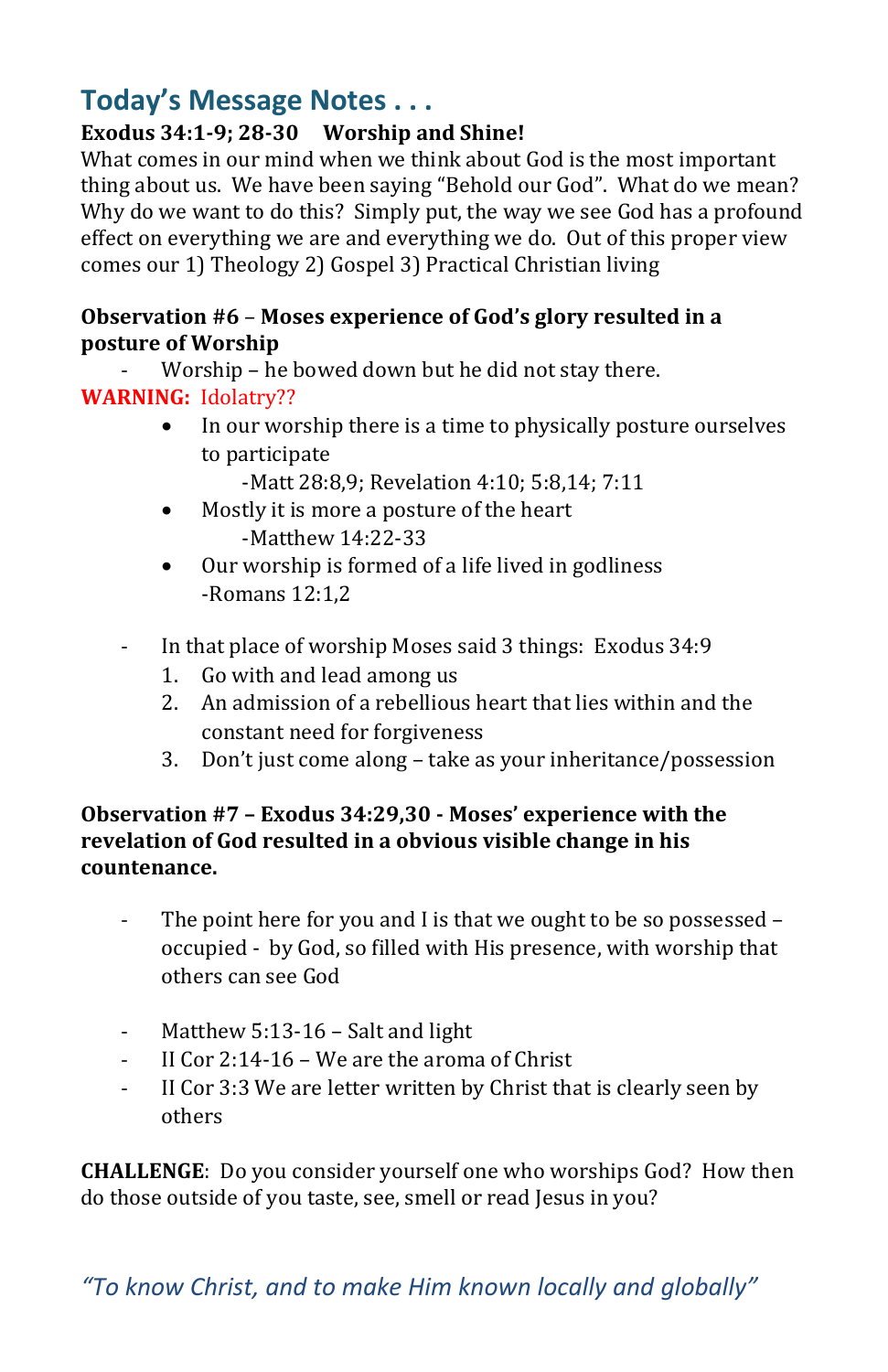## Today's Message Notes . . .

**Exodus 34:1-9; 28-30 Worship and Shine!**

What comes in our mind when we think about God is the most important thing about us. We have been saying "Behold our God". What do we mean? Why do we want to do this? Simply put, the way we see God has a profound effect on everything we are and everything we do. Out of this proper view comes our 1) Theology 2) Gospel 3) Practical Christian living

**Observation #6 – Moses experience of God's glory resulted in a posture of Worship**

- Worship – he bowed down but he did not stay there.

**WARNING:** Idolatry??

- In our worship there is a time to physically posture ourselves to participate
  - -Matt 28:8,9; Revelation 4:10; 5:8,14; 7:11
- Mostly it is more a posture of the heart
  - -Matthew 14:22-33
- Our worship is formed of a life lived in godliness
  - -Romans 12:1,2

- In that place of worship Moses said 3 things: Exodus 34:9
  1. Go with and lead among us
  2. An admission of a rebellious heart that lies within and the constant need for forgiveness
  3. Don't just come along – take as your inheritance/possession

**Observation #7 – Exodus 34:29,30 - Moses' experience with the revelation of God resulted in a obvious visible change in his countenance.**

- The point here for you and I is that we ought to be so possessed – occupied - by God, so filled with His presence, with worship that others can see God

- Matthew 5:13-16 – Salt and light
- II Cor 2:14-16 – We are the aroma of Christ
- II Cor 3:3 We are letter written by Christ that is clearly seen by others

**CHALLENGE**: Do you consider yourself one who worships God? How then do those outside of you taste, see, smell or read Jesus in you?

*"To know Christ, and to make Him known locally and globally"*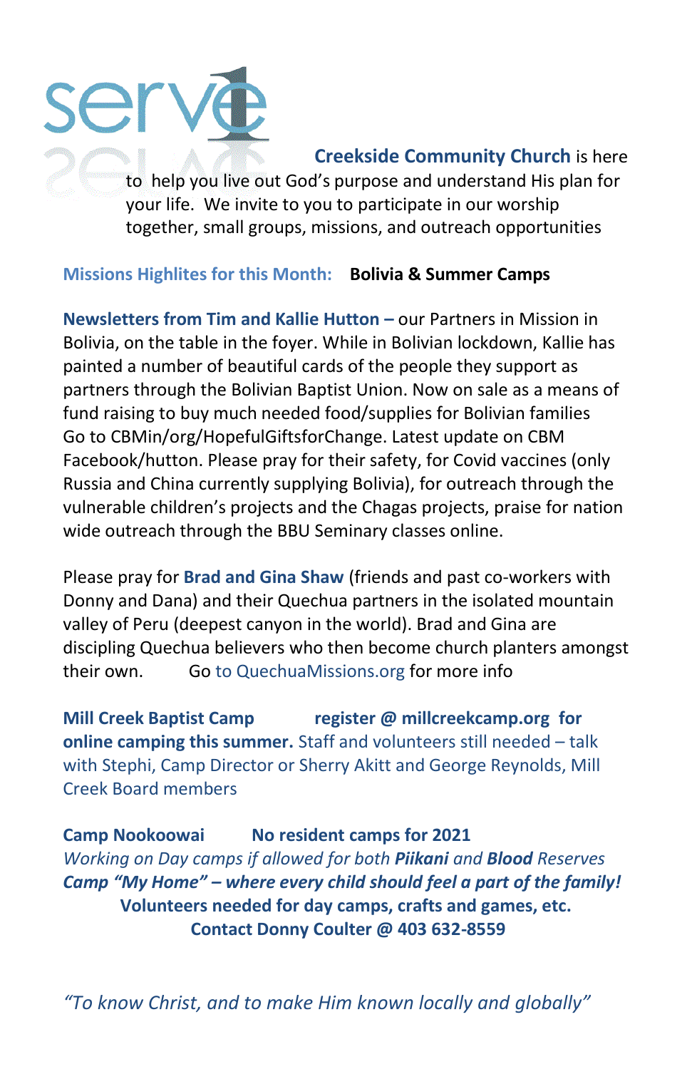**Creekside Community Church** is here to help you live out God's purpose and understand His plan for your life. We invite to you to participate in our worship together, small groups, missions, and outreach opportunities

**Missions Highlites for this Month: Bolivia & Summer Camps**

**Newsletters from Tim and Kallie Hutton –** our Partners in Mission in Bolivia, on the table in the foyer. While in Bolivian lockdown, Kallie has painted a number of beautiful cards of the people they support as partners through the Bolivian Baptist Union. Now on sale as a means of fund raising to buy much needed food/supplies for Bolivian families Go to CBMin/org/HopefulGiftsforChange. Latest update on CBM Facebook/hutton. Please pray for their safety, for Covid vaccines (only Russia and China currently supplying Bolivia), for outreach through the vulnerable children's projects and the Chagas projects, praise for nation wide outreach through the BBU Seminary classes online.

Please pray for **Brad and Gina Shaw** (friends and past co-workers with Donny and Dana) and their Quechua partners in the isolated mountain valley of Peru (deepest canyon in the world). Brad and Gina are discipling Quechua believers who then become church planters amongst their own. Go to QuechuaMissions.org for more info

**Mill Creek Baptist Camp register @ millcreekcamp.org for online camping this summer.** Staff and volunteers still needed – talk with Stephi, Camp Director or Sherry Akitt and George Reynolds, Mill Creek Board members

**Camp Nookoowai No resident camps for 2021**

*Working on Day camps if allowed for both **Piikani** and **Blood** Reserves*

***Camp "My Home" – where every child should feel a part of the family!***

**Volunteers needed for day camps, crafts and games, etc.**

**Contact Donny Coulter @ 403 632-8559**

*"To know Christ, and to make Him known locally and globally"*